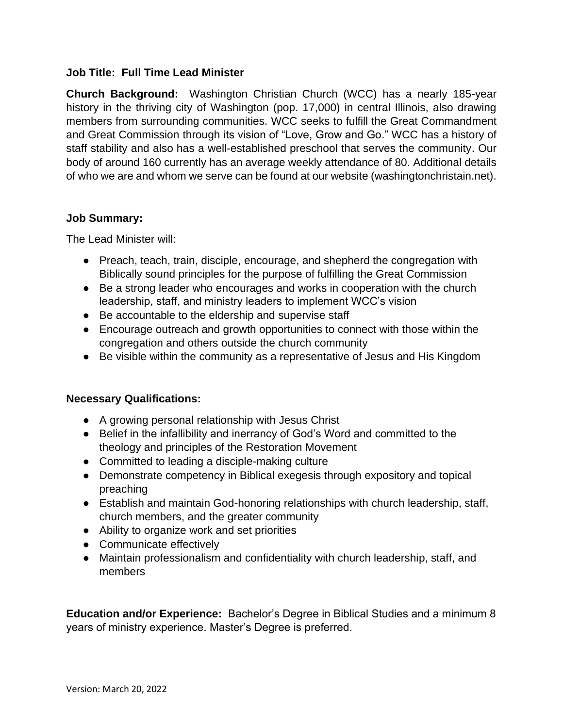**Job Title: Full Time Lead Minister**

**Church Background:** Washington Christian Church (WCC) has a nearly 185-year history in the thriving city of Washington (pop. 17,000) in central Illinois, also drawing members from surrounding communities. WCC seeks to fulfill the Great Commandment and Great Commission through its vision of "Love, Grow and Go." WCC has a history of staff stability and also has a well-established preschool that serves the community. Our body of around 160 currently has an average weekly attendance of 80. Additional details of who we are and whom we serve can be found at our website (washingtonchristain.net).

**Job Summary:**

The Lead Minister will:

- Preach, teach, train, disciple, encourage, and shepherd the congregation with Biblically sound principles for the purpose of fulfilling the Great Commission
- Be a strong leader who encourages and works in cooperation with the church leadership, staff, and ministry leaders to implement WCC's vision
- Be accountable to the eldership and supervise staff
- Encourage outreach and growth opportunities to connect with those within the congregation and others outside the church community
- Be visible within the community as a representative of Jesus and His Kingdom

**Necessary Qualifications:**

- A growing personal relationship with Jesus Christ
- Belief in the infallibility and inerrancy of God's Word and committed to the theology and principles of the Restoration Movement
- Committed to leading a disciple-making culture
- Demonstrate competency in Biblical exegesis through expository and topical preaching
- Establish and maintain God-honoring relationships with church leadership, staff, church members, and the greater community
- Ability to organize work and set priorities
- Communicate effectively
- Maintain professionalism and confidentiality with church leadership, staff, and members

**Education and/or Experience:** Bachelor's Degree in Biblical Studies and a minimum 8 years of ministry experience. Master's Degree is preferred.

Version: March 20, 2022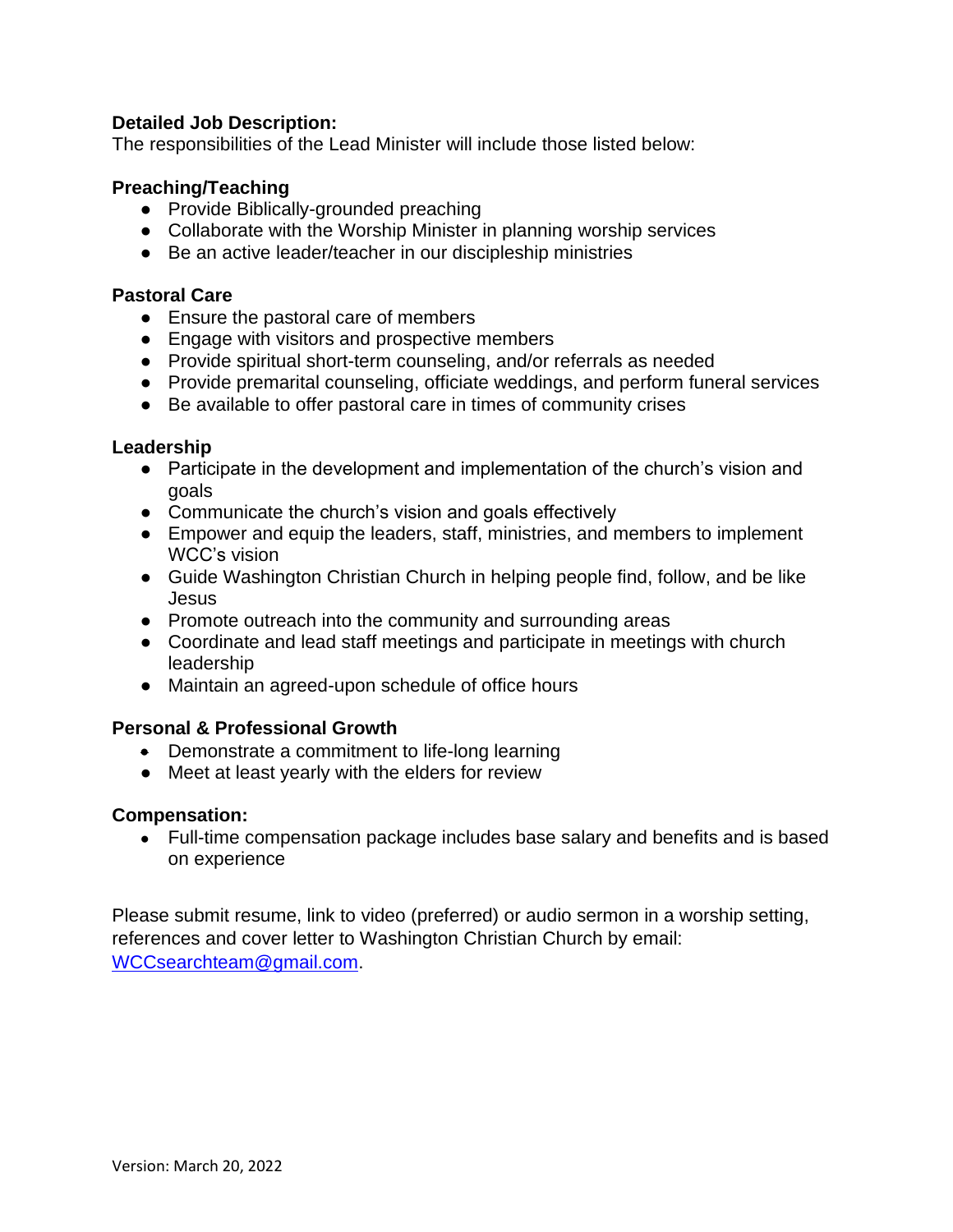**Detailed Job Description:**
The responsibilities of the Lead Minister will include those listed below:

**Preaching/Teaching**

- Provide Biblically-grounded preaching
- Collaborate with the Worship Minister in planning worship services
- Be an active leader/teacher in our discipleship ministries

**Pastoral Care**

- Ensure the pastoral care of members
- Engage with visitors and prospective members
- Provide spiritual short-term counseling, and/or referrals as needed
- Provide premarital counseling, officiate weddings, and perform funeral services
- Be available to offer pastoral care in times of community crises

**Leadership**

- Participate in the development and implementation of the church's vision and goals
- Communicate the church's vision and goals effectively
- Empower and equip the leaders, staff, ministries, and members to implement WCC's vision
- Guide Washington Christian Church in helping people find, follow, and be like Jesus
- Promote outreach into the community and surrounding areas
- Coordinate and lead staff meetings and participate in meetings with church leadership
- Maintain an agreed-upon schedule of office hours

**Personal & Professional Growth**

- Demonstrate a commitment to life-long learning
- Meet at least yearly with the elders for review

**Compensation:**

- Full-time compensation package includes base salary and benefits and is based on experience

Please submit resume, link to video (preferred) or audio sermon in a worship setting, references and cover letter to Washington Christian Church by email: WCCsearchteam@gmail.com.

Version: March 20, 2022